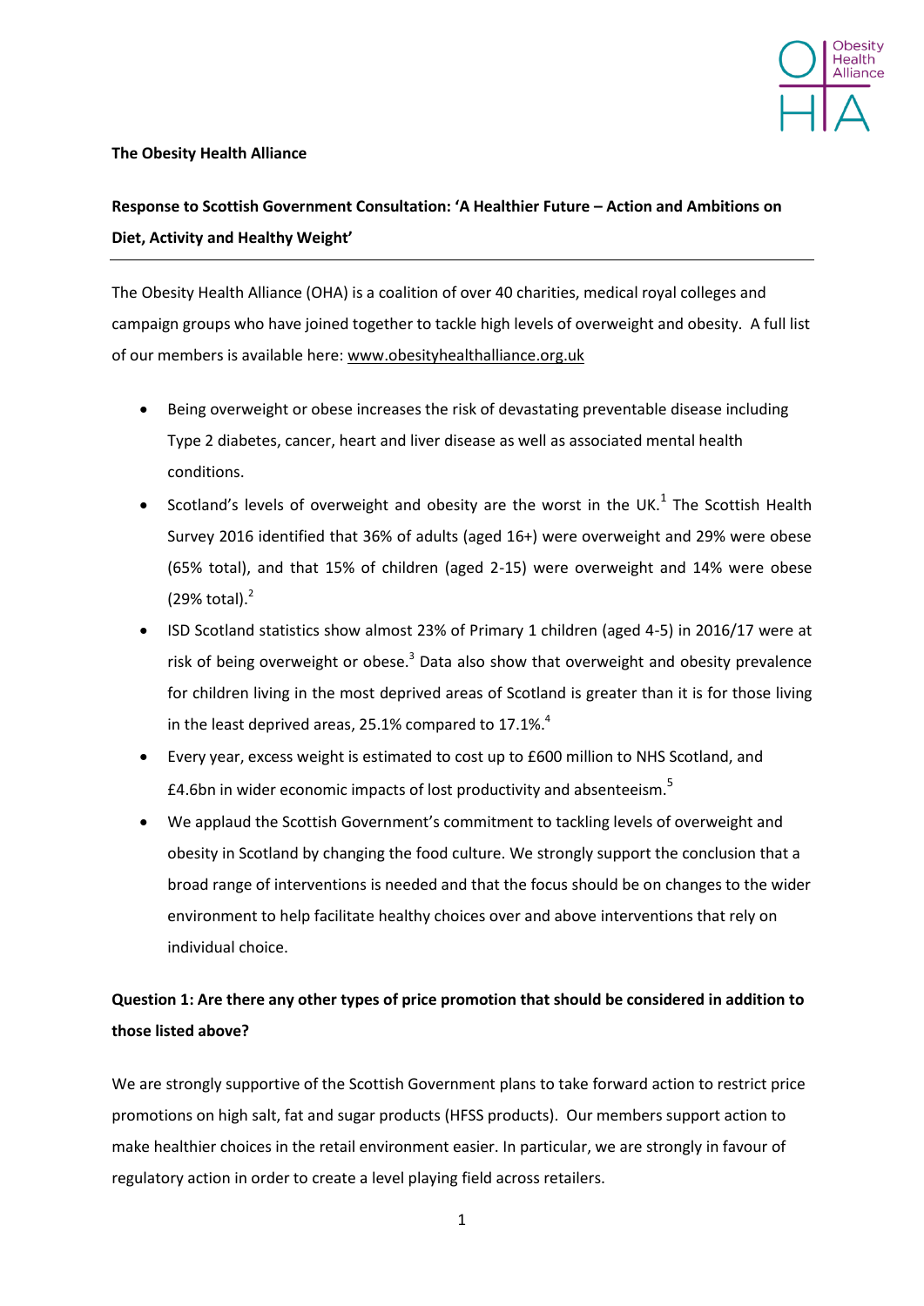**The Obesity Health Alliance**

**Response to Scottish Government Consultation: 'A Healthier Future – Action and Ambitions on Diet, Activity and Healthy Weight'**

---

The Obesity Health Alliance (OHA) is a coalition of over 40 charities, medical royal colleges and campaign groups who have joined together to tackle high levels of overweight and obesity. A full list of our members is available here: www.obesityhealthalliance.org.uk

- Being overweight or obese increases the risk of devastating preventable disease including Type 2 diabetes, cancer, heart and liver disease as well as associated mental health conditions.
- Scotland's levels of overweight and obesity are the worst in the UK.[1] The Scottish Health Survey 2016 identified that 36% of adults (aged 16+) were overweight and 29% were obese (65% total), and that 15% of children (aged 2-15) were overweight and 14% were obese (29% total).[2]
- ISD Scotland statistics show almost 23% of Primary 1 children (aged 4-5) in 2016/17 were at risk of being overweight or obese.[3] Data also show that overweight and obesity prevalence for children living in the most deprived areas of Scotland is greater than it is for those living in the least deprived areas, 25.1% compared to 17.1%.[4]
- Every year, excess weight is estimated to cost up to £600 million to NHS Scotland, and £4.6bn in wider economic impacts of lost productivity and absenteeism.[5]
- We applaud the Scottish Government's commitment to tackling levels of overweight and obesity in Scotland by changing the food culture. We strongly support the conclusion that a broad range of interventions is needed and that the focus should be on changes to the wider environment to help facilitate healthy choices over and above interventions that rely on individual choice.

**Question 1: Are there any other types of price promotion that should be considered in addition to those listed above?**

We are strongly supportive of the Scottish Government plans to take forward action to restrict price promotions on high salt, fat and sugar products (HFSS products). Our members support action to make healthier choices in the retail environment easier. In particular, we are strongly in favour of regulatory action in order to create a level playing field across retailers.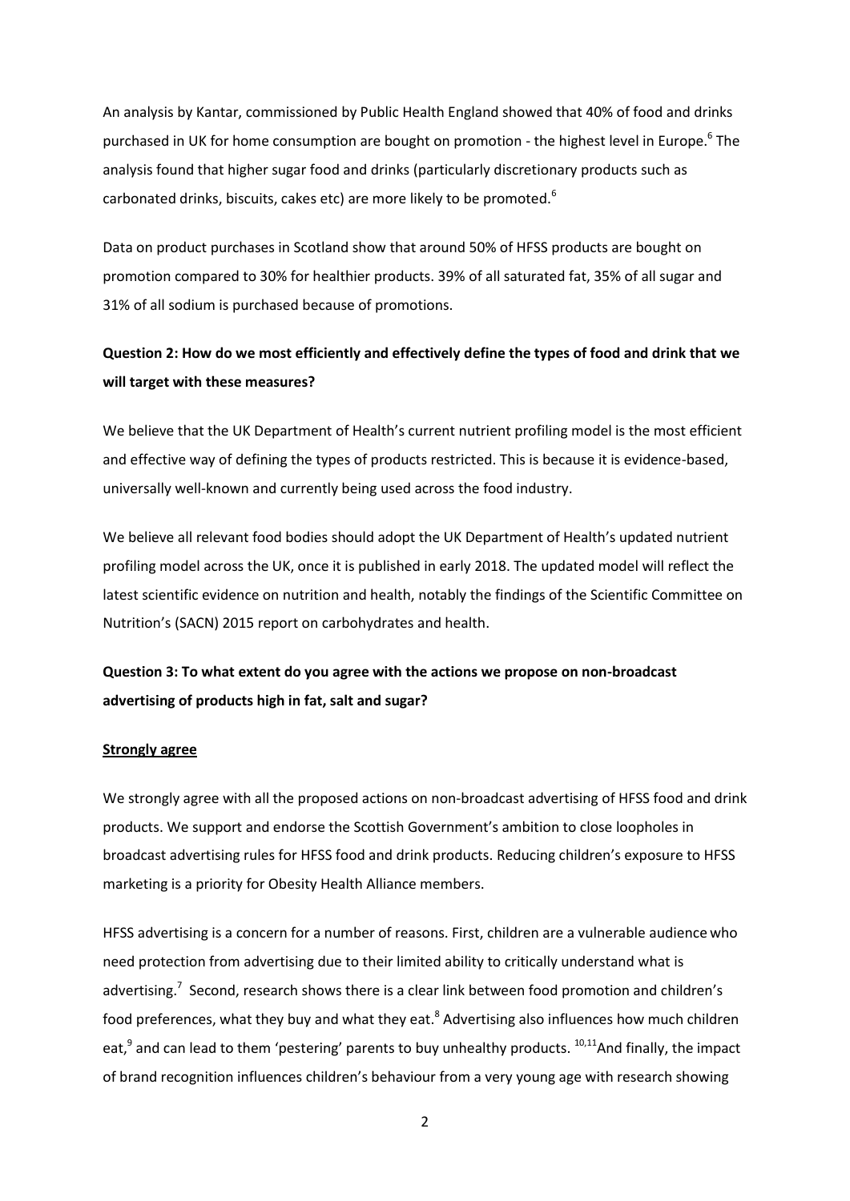An analysis by Kantar, commissioned by Public Health England showed that 40% of food and drinks purchased in UK for home consumption are bought on promotion - the highest level in Europe.[6] The analysis found that higher sugar food and drinks (particularly discretionary products such as carbonated drinks, biscuits, cakes etc) are more likely to be promoted.[6]

Data on product purchases in Scotland show that around 50% of HFSS products are bought on promotion compared to 30% for healthier products. 39% of all saturated fat, 35% of all sugar and 31% of all sodium is purchased because of promotions.

**Question 2: How do we most efficiently and effectively define the types of food and drink that we will target with these measures?**

We believe that the UK Department of Health's current nutrient profiling model is the most efficient and effective way of defining the types of products restricted. This is because it is evidence-based, universally well-known and currently being used across the food industry.

We believe all relevant food bodies should adopt the UK Department of Health's updated nutrient profiling model across the UK, once it is published in early 2018. The updated model will reflect the latest scientific evidence on nutrition and health, notably the findings of the Scientific Committee on Nutrition's (SACN) 2015 report on carbohydrates and health.

**Question 3: To what extent do you agree with the actions we propose on non-broadcast advertising of products high in fat, salt and sugar?**

**Strongly agree**

We strongly agree with all the proposed actions on non-broadcast advertising of HFSS food and drink products. We support and endorse the Scottish Government's ambition to close loopholes in broadcast advertising rules for HFSS food and drink products. Reducing children's exposure to HFSS marketing is a priority for Obesity Health Alliance members.

HFSS advertising is a concern for a number of reasons. First, children are a vulnerable audience who need protection from advertising due to their limited ability to critically understand what is advertising.[7] Second, research shows there is a clear link between food promotion and children's food preferences, what they buy and what they eat.[8] Advertising also influences how much children eat,[9] and can lead to them 'pestering' parents to buy unhealthy products.[10,11] And finally, the impact of brand recognition influences children's behaviour from a very young age with research showing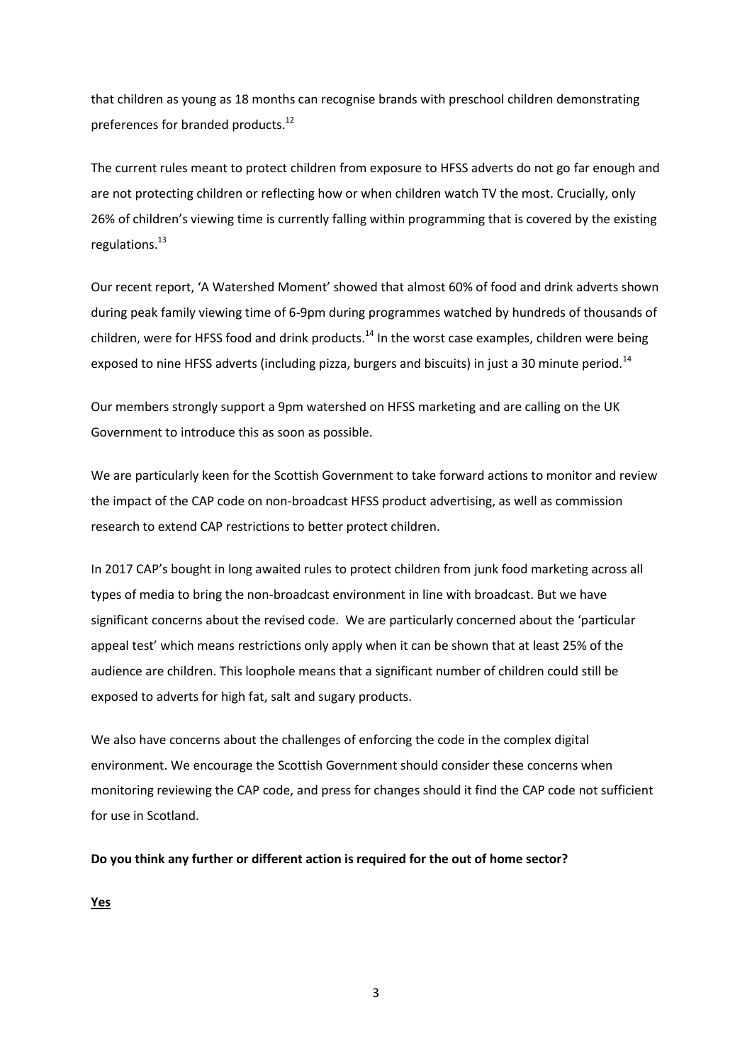that children as young as 18 months can recognise brands with preschool children demonstrating preferences for branded products.[12]

The current rules meant to protect children from exposure to HFSS adverts do not go far enough and are not protecting children or reflecting how or when children watch TV the most. Crucially, only 26% of children's viewing time is currently falling within programming that is covered by the existing regulations.[13]

Our recent report, 'A Watershed Moment' showed that almost 60% of food and drink adverts shown during peak family viewing time of 6-9pm during programmes watched by hundreds of thousands of children, were for HFSS food and drink products.[14] In the worst case examples, children were being exposed to nine HFSS adverts (including pizza, burgers and biscuits) in just a 30 minute period.[14]

Our members strongly support a 9pm watershed on HFSS marketing and are calling on the UK Government to introduce this as soon as possible.

We are particularly keen for the Scottish Government to take forward actions to monitor and review the impact of the CAP code on non-broadcast HFSS product advertising, as well as commission research to extend CAP restrictions to better protect children.

In 2017 CAP's bought in long awaited rules to protect children from junk food marketing across all types of media to bring the non-broadcast environment in line with broadcast. But we have significant concerns about the revised code. We are particularly concerned about the 'particular appeal test' which means restrictions only apply when it can be shown that at least 25% of the audience are children. This loophole means that a significant number of children could still be exposed to adverts for high fat, salt and sugary products.

We also have concerns about the challenges of enforcing the code in the complex digital environment. We encourage the Scottish Government should consider these concerns when monitoring reviewing the CAP code, and press for changes should it find the CAP code not sufficient for use in Scotland.

**Do you think any further or different action is required for the out of home sector?**

**Yes**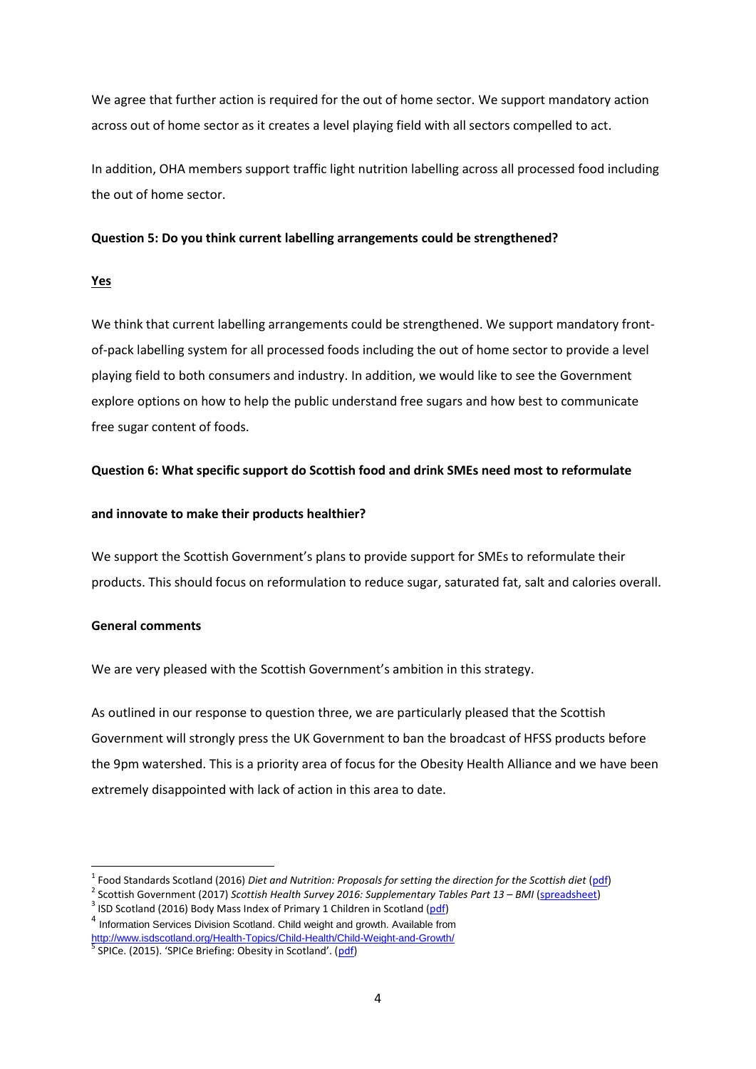We agree that further action is required for the out of home sector. We support mandatory action across out of home sector as it creates a level playing field with all sectors compelled to act.

In addition, OHA members support traffic light nutrition labelling across all processed food including the out of home sector.

**Question 5: Do you think current labelling arrangements could be strengthened?**

**Yes**

We think that current labelling arrangements could be strengthened. We support mandatory front-of-pack labelling system for all processed foods including the out of home sector to provide a level playing field to both consumers and industry. In addition, we would like to see the Government explore options on how to help the public understand free sugars and how best to communicate free sugar content of foods.

**Question 6: What specific support do Scottish food and drink SMEs need most to reformulate and innovate to make their products healthier?**

We support the Scottish Government's plans to provide support for SMEs to reformulate their products. This should focus on reformulation to reduce sugar, saturated fat, salt and calories overall.

**General comments**

We are very pleased with the Scottish Government's ambition in this strategy.

As outlined in our response to question three, we are particularly pleased that the Scottish Government will strongly press the UK Government to ban the broadcast of HFSS products before the 9pm watershed. This is a priority area of focus for the Obesity Health Alliance and we have been extremely disappointed with lack of action in this area to date.

---

[1] Food Standards Scotland (2016) *Diet and Nutrition: Proposals for setting the direction for the Scottish diet* (pdf)

[2] Scottish Government (2017) *Scottish Health Survey 2016: Supplementary Tables Part 13 – BMI* (spreadsheet)

[3] ISD Scotland (2016) Body Mass Index of Primary 1 Children in Scotland (pdf)

[4] Information Services Division Scotland. Child weight and growth. Available from http://www.isdscotland.org/Health-Topics/Child-Health/Child-Weight-and-Growth/

[5] SPICe. (2015). 'SPICe Briefing: Obesity in Scotland'. (pdf)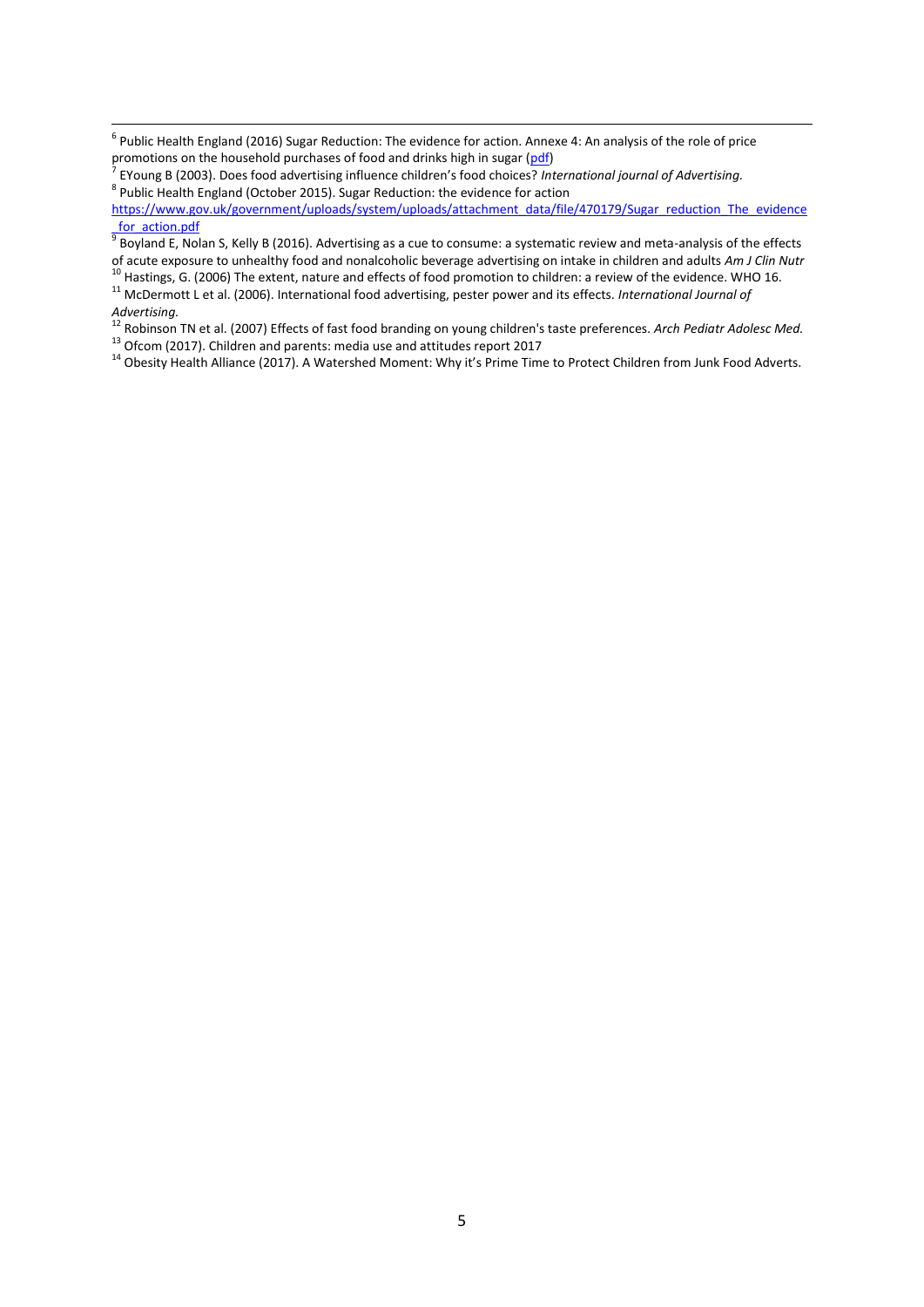[6] Public Health England (2016) Sugar Reduction: The evidence for action. Annexe 4: An analysis of the role of price promotions on the household purchases of food and drinks high in sugar (pdf)

[7] EYoung B (2003). Does food advertising influence children's food choices? *International journal of Advertising.*

[8] Public Health England (October 2015). Sugar Reduction: the evidence for action https://www.gov.uk/government/uploads/system/uploads/attachment_data/file/470179/Sugar_reduction_The_evidence_for_action.pdf

[9] Boyland E, Nolan S, Kelly B (2016). Advertising as a cue to consume: a systematic review and meta-analysis of the effects of acute exposure to unhealthy food and nonalcoholic beverage advertising on intake in children and adults *Am J Clin Nutr*

[10] Hastings, G. (2006) The extent, nature and effects of food promotion to children: a review of the evidence. WHO 16.

[11] McDermott L et al. (2006). International food advertising, pester power and its effects. *International Journal of Advertising.*

[12] Robinson TN et al. (2007) Effects of fast food branding on young children's taste preferences. *Arch Pediatr Adolesc Med.*

[13] Ofcom (2017). Children and parents: media use and attitudes report 2017

[14] Obesity Health Alliance (2017). A Watershed Moment: Why it's Prime Time to Protect Children from Junk Food Adverts.